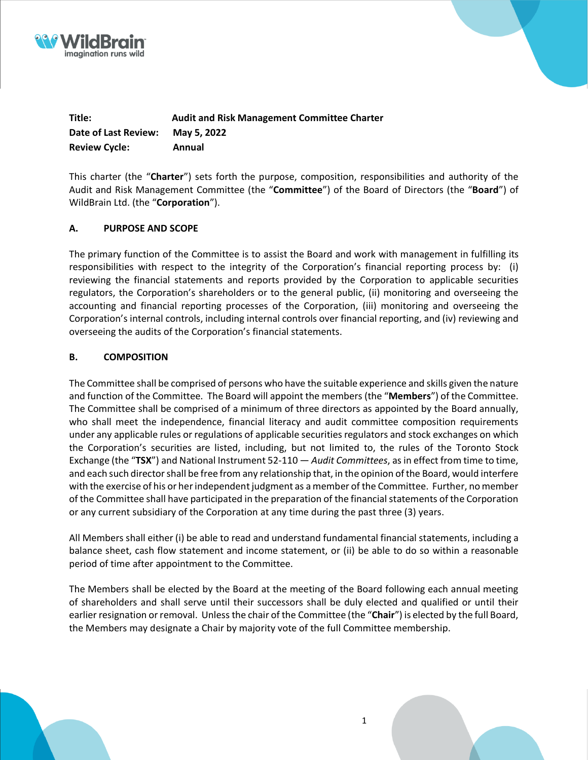| | |
|---|---|
| **Title:** | **Audit and Risk Management Committee Charter** |
| **Date of Last Review:** | **May 5, 2022** |
| **Review Cycle:** | **Annual** |

This charter (the "**Charter**") sets forth the purpose, composition, responsibilities and authority of the Audit and Risk Management Committee (the "**Committee**") of the Board of Directors (the "**Board**") of WildBrain Ltd. (the "**Corporation**").

## A. PURPOSE AND SCOPE

The primary function of the Committee is to assist the Board and work with management in fulfilling its responsibilities with respect to the integrity of the Corporation's financial reporting process by: (i) reviewing the financial statements and reports provided by the Corporation to applicable securities regulators, the Corporation's shareholders or to the general public, (ii) monitoring and overseeing the accounting and financial reporting processes of the Corporation, (iii) monitoring and overseeing the Corporation's internal controls, including internal controls over financial reporting, and (iv) reviewing and overseeing the audits of the Corporation's financial statements.

## B. COMPOSITION

The Committee shall be comprised of persons who have the suitable experience and skills given the nature and function of the Committee. The Board will appoint the members (the "**Members**") of the Committee. The Committee shall be comprised of a minimum of three directors as appointed by the Board annually, who shall meet the independence, financial literacy and audit committee composition requirements under any applicable rules or regulations of applicable securities regulators and stock exchanges on which the Corporation's securities are listed, including, but not limited to, the rules of the Toronto Stock Exchange (the "**TSX**") and National Instrument 52-110 — *Audit Committees*, as in effect from time to time, and each such director shall be free from any relationship that, in the opinion of the Board, would interfere with the exercise of his or her independent judgment as a member of the Committee. Further, no member of the Committee shall have participated in the preparation of the financial statements of the Corporation or any current subsidiary of the Corporation at any time during the past three (3) years.

All Members shall either (i) be able to read and understand fundamental financial statements, including a balance sheet, cash flow statement and income statement, or (ii) be able to do so within a reasonable period of time after appointment to the Committee.

The Members shall be elected by the Board at the meeting of the Board following each annual meeting of shareholders and shall serve until their successors shall be duly elected and qualified or until their earlier resignation or removal. Unless the chair of the Committee (the "**Chair**") is elected by the full Board, the Members may designate a Chair by majority vote of the full Committee membership.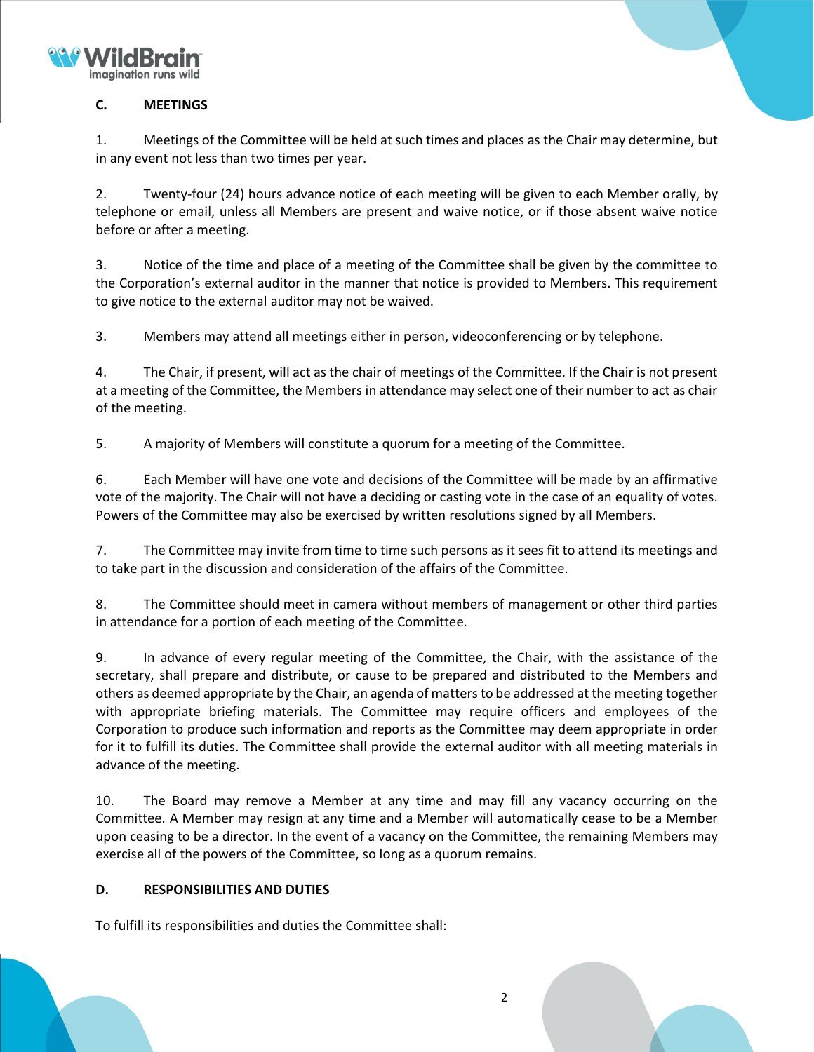### C. MEETINGS

1. Meetings of the Committee will be held at such times and places as the Chair may determine, but in any event not less than two times per year.

2. Twenty-four (24) hours advance notice of each meeting will be given to each Member orally, by telephone or email, unless all Members are present and waive notice, or if those absent waive notice before or after a meeting.

3. Notice of the time and place of a meeting of the Committee shall be given by the committee to the Corporation's external auditor in the manner that notice is provided to Members. This requirement to give notice to the external auditor may not be waived.

3. Members may attend all meetings either in person, videoconferencing or by telephone.

4. The Chair, if present, will act as the chair of meetings of the Committee. If the Chair is not present at a meeting of the Committee, the Members in attendance may select one of their number to act as chair of the meeting.

5. A majority of Members will constitute a quorum for a meeting of the Committee.

6. Each Member will have one vote and decisions of the Committee will be made by an affirmative vote of the majority. The Chair will not have a deciding or casting vote in the case of an equality of votes. Powers of the Committee may also be exercised by written resolutions signed by all Members.

7. The Committee may invite from time to time such persons as it sees fit to attend its meetings and to take part in the discussion and consideration of the affairs of the Committee.

8. The Committee should meet in camera without members of management or other third parties in attendance for a portion of each meeting of the Committee.

9. In advance of every regular meeting of the Committee, the Chair, with the assistance of the secretary, shall prepare and distribute, or cause to be prepared and distributed to the Members and others as deemed appropriate by the Chair, an agenda of matters to be addressed at the meeting together with appropriate briefing materials. The Committee may require officers and employees of the Corporation to produce such information and reports as the Committee may deem appropriate in order for it to fulfill its duties. The Committee shall provide the external auditor with all meeting materials in advance of the meeting.

10. The Board may remove a Member at any time and may fill any vacancy occurring on the Committee. A Member may resign at any time and a Member will automatically cease to be a Member upon ceasing to be a director. In the event of a vacancy on the Committee, the remaining Members may exercise all of the powers of the Committee, so long as a quorum remains.

### D. RESPONSIBILITIES AND DUTIES

To fulfill its responsibilities and duties the Committee shall: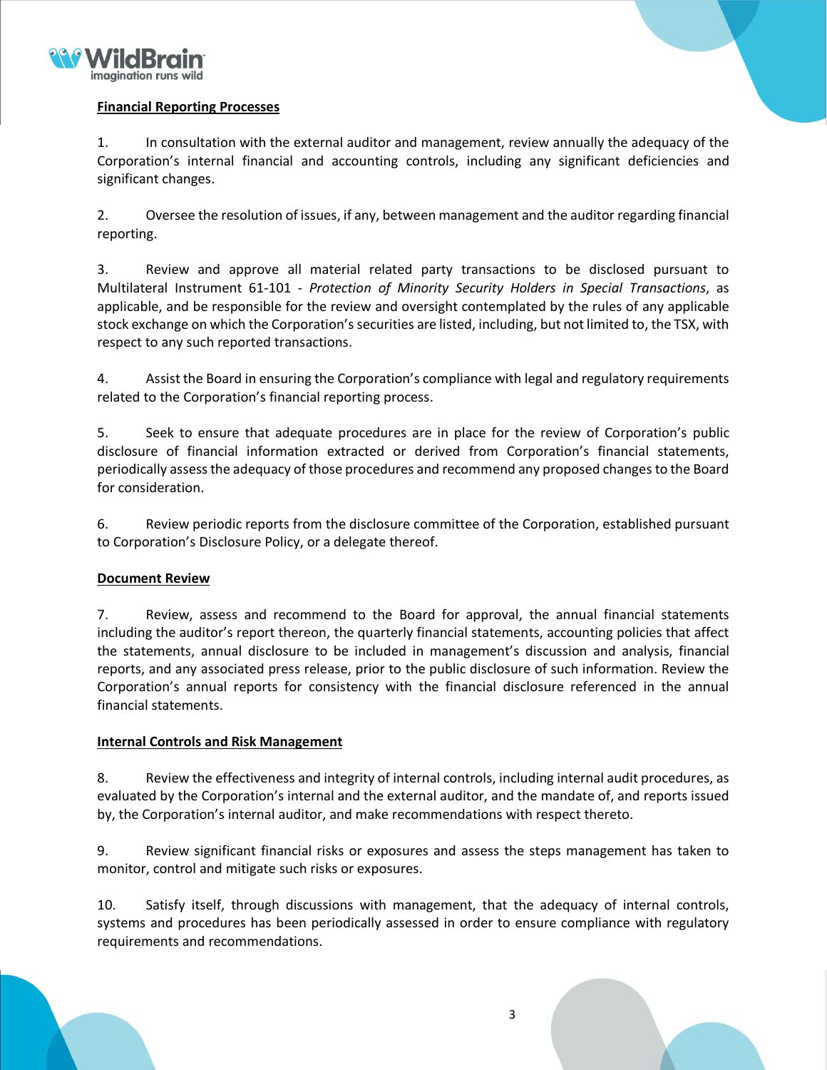**Financial Reporting Processes**

1. In consultation with the external auditor and management, review annually the adequacy of the Corporation's internal financial and accounting controls, including any significant deficiencies and significant changes.

2. Oversee the resolution of issues, if any, between management and the auditor regarding financial reporting.

3. Review and approve all material related party transactions to be disclosed pursuant to Multilateral Instrument 61-101 - *Protection of Minority Security Holders in Special Transactions*, as applicable, and be responsible for the review and oversight contemplated by the rules of any applicable stock exchange on which the Corporation's securities are listed, including, but not limited to, the TSX, with respect to any such reported transactions.

4. Assist the Board in ensuring the Corporation's compliance with legal and regulatory requirements related to the Corporation's financial reporting process.

5. Seek to ensure that adequate procedures are in place for the review of Corporation's public disclosure of financial information extracted or derived from Corporation's financial statements, periodically assess the adequacy of those procedures and recommend any proposed changes to the Board for consideration.

6. Review periodic reports from the disclosure committee of the Corporation, established pursuant to Corporation's Disclosure Policy, or a delegate thereof.

**Document Review**

7. Review, assess and recommend to the Board for approval, the annual financial statements including the auditor's report thereon, the quarterly financial statements, accounting policies that affect the statements, annual disclosure to be included in management's discussion and analysis, financial reports, and any associated press release, prior to the public disclosure of such information. Review the Corporation's annual reports for consistency with the financial disclosure referenced in the annual financial statements.

**Internal Controls and Risk Management**

8. Review the effectiveness and integrity of internal controls, including internal audit procedures, as evaluated by the Corporation's internal and the external auditor, and the mandate of, and reports issued by, the Corporation's internal auditor, and make recommendations with respect thereto.

9. Review significant financial risks or exposures and assess the steps management has taken to monitor, control and mitigate such risks or exposures.

10. Satisfy itself, through discussions with management, that the adequacy of internal controls, systems and procedures has been periodically assessed in order to ensure compliance with regulatory requirements and recommendations.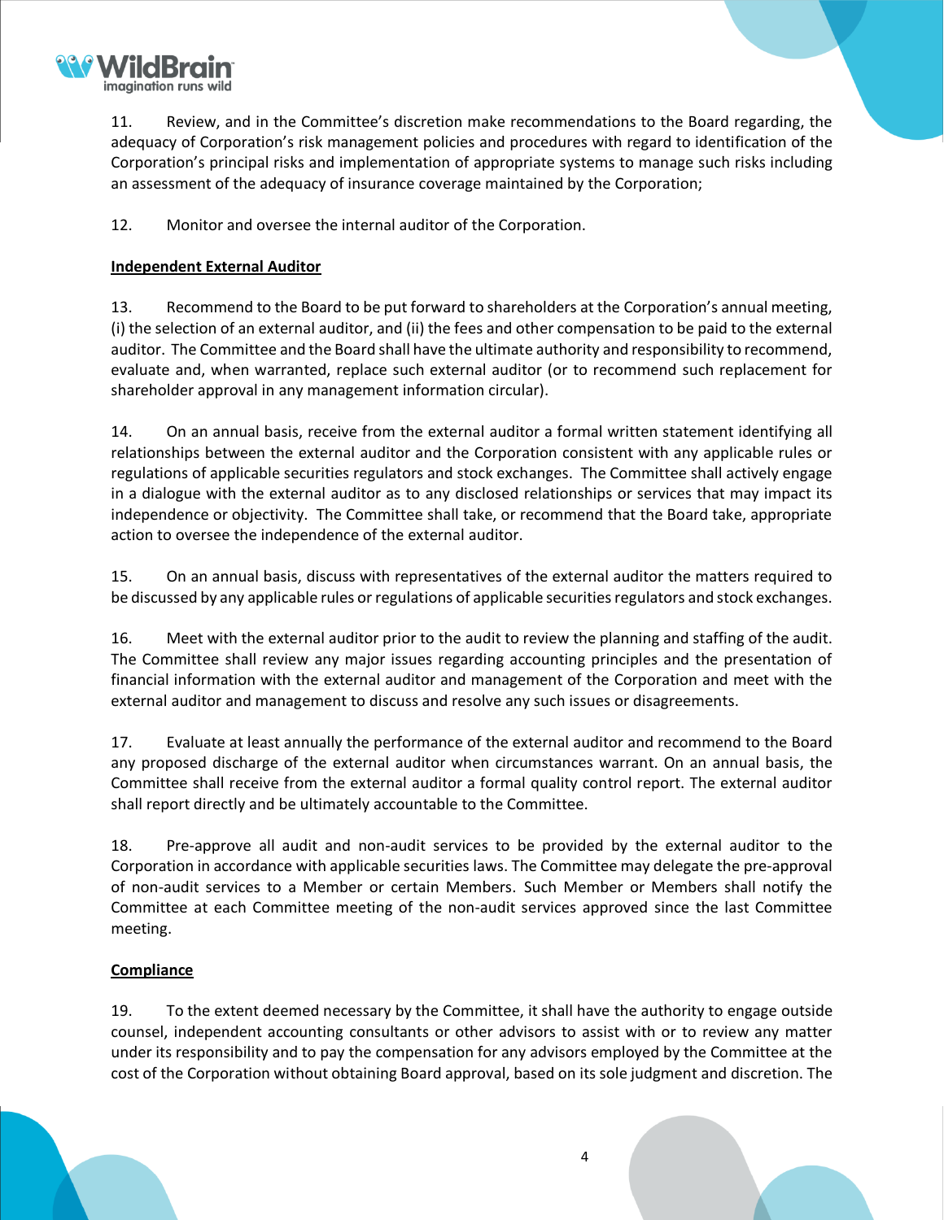11. Review, and in the Committee's discretion make recommendations to the Board regarding, the adequacy of Corporation's risk management policies and procedures with regard to identification of the Corporation's principal risks and implementation of appropriate systems to manage such risks including an assessment of the adequacy of insurance coverage maintained by the Corporation;

12. Monitor and oversee the internal auditor of the Corporation.

**Independent External Auditor**

13. Recommend to the Board to be put forward to shareholders at the Corporation's annual meeting, (i) the selection of an external auditor, and (ii) the fees and other compensation to be paid to the external auditor. The Committee and the Board shall have the ultimate authority and responsibility to recommend, evaluate and, when warranted, replace such external auditor (or to recommend such replacement for shareholder approval in any management information circular).

14. On an annual basis, receive from the external auditor a formal written statement identifying all relationships between the external auditor and the Corporation consistent with any applicable rules or regulations of applicable securities regulators and stock exchanges. The Committee shall actively engage in a dialogue with the external auditor as to any disclosed relationships or services that may impact its independence or objectivity. The Committee shall take, or recommend that the Board take, appropriate action to oversee the independence of the external auditor.

15. On an annual basis, discuss with representatives of the external auditor the matters required to be discussed by any applicable rules or regulations of applicable securities regulators and stock exchanges.

16. Meet with the external auditor prior to the audit to review the planning and staffing of the audit. The Committee shall review any major issues regarding accounting principles and the presentation of financial information with the external auditor and management of the Corporation and meet with the external auditor and management to discuss and resolve any such issues or disagreements.

17. Evaluate at least annually the performance of the external auditor and recommend to the Board any proposed discharge of the external auditor when circumstances warrant. On an annual basis, the Committee shall receive from the external auditor a formal quality control report. The external auditor shall report directly and be ultimately accountable to the Committee.

18. Pre-approve all audit and non-audit services to be provided by the external auditor to the Corporation in accordance with applicable securities laws. The Committee may delegate the pre-approval of non-audit services to a Member or certain Members. Such Member or Members shall notify the Committee at each Committee meeting of the non-audit services approved since the last Committee meeting.

**Compliance**

19. To the extent deemed necessary by the Committee, it shall have the authority to engage outside counsel, independent accounting consultants or other advisors to assist with or to review any matter under its responsibility and to pay the compensation for any advisors employed by the Committee at the cost of the Corporation without obtaining Board approval, based on its sole judgment and discretion. The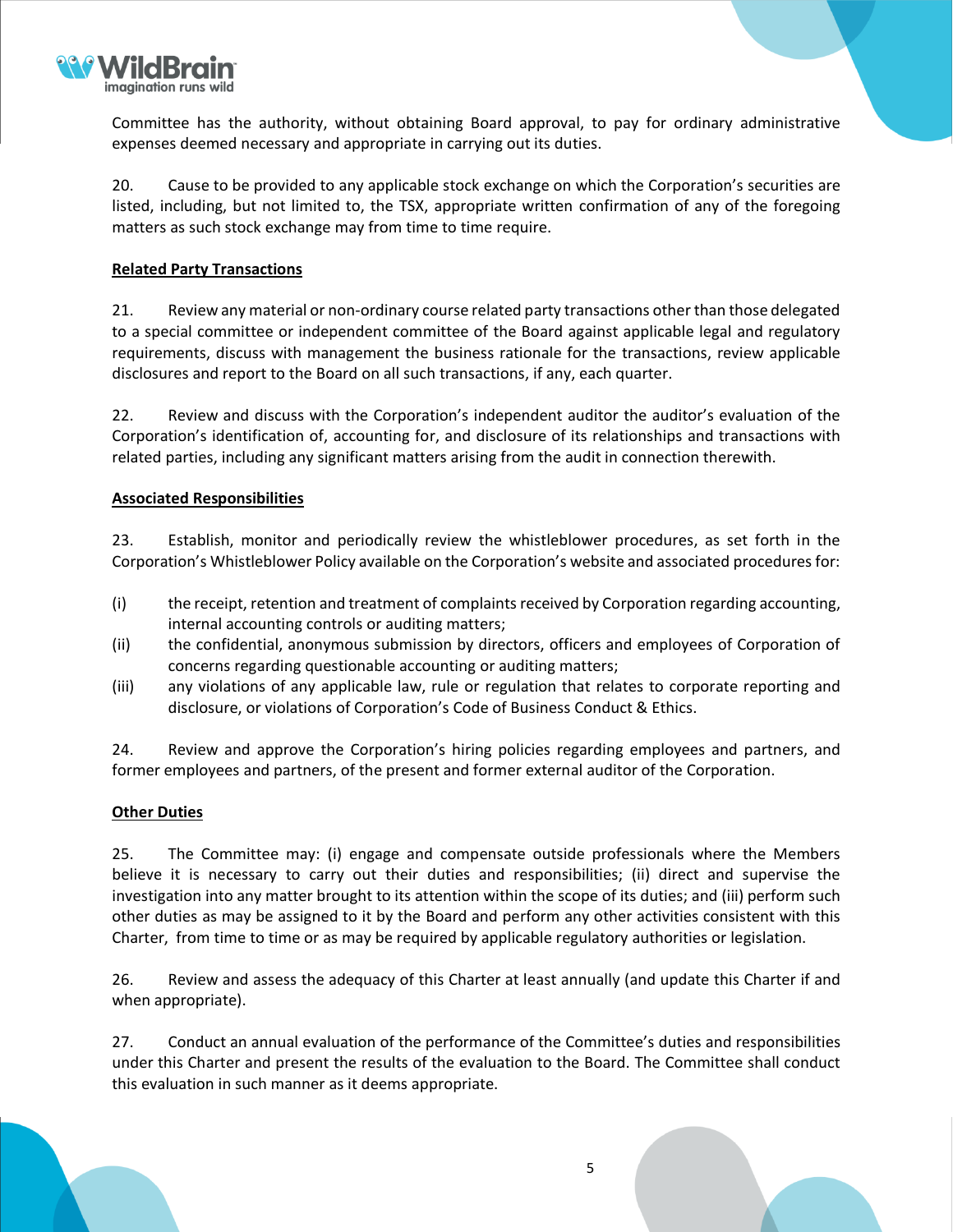Committee has the authority, without obtaining Board approval, to pay for ordinary administrative expenses deemed necessary and appropriate in carrying out its duties.

20. Cause to be provided to any applicable stock exchange on which the Corporation's securities are listed, including, but not limited to, the TSX, appropriate written confirmation of any of the foregoing matters as such stock exchange may from time to time require.

**Related Party Transactions**

21. Review any material or non-ordinary course related party transactions other than those delegated to a special committee or independent committee of the Board against applicable legal and regulatory requirements, discuss with management the business rationale for the transactions, review applicable disclosures and report to the Board on all such transactions, if any, each quarter.

22. Review and discuss with the Corporation's independent auditor the auditor's evaluation of the Corporation's identification of, accounting for, and disclosure of its relationships and transactions with related parties, including any significant matters arising from the audit in connection therewith.

**Associated Responsibilities**

23. Establish, monitor and periodically review the whistleblower procedures, as set forth in the Corporation's Whistleblower Policy available on the Corporation's website and associated procedures for:

(i) the receipt, retention and treatment of complaints received by Corporation regarding accounting, internal accounting controls or auditing matters;

(ii) the confidential, anonymous submission by directors, officers and employees of Corporation of concerns regarding questionable accounting or auditing matters;

(iii) any violations of any applicable law, rule or regulation that relates to corporate reporting and disclosure, or violations of Corporation's Code of Business Conduct & Ethics.

24. Review and approve the Corporation's hiring policies regarding employees and partners, and former employees and partners, of the present and former external auditor of the Corporation.

**Other Duties**

25. The Committee may: (i) engage and compensate outside professionals where the Members believe it is necessary to carry out their duties and responsibilities; (ii) direct and supervise the investigation into any matter brought to its attention within the scope of its duties; and (iii) perform such other duties as may be assigned to it by the Board and perform any other activities consistent with this Charter, from time to time or as may be required by applicable regulatory authorities or legislation.

26. Review and assess the adequacy of this Charter at least annually (and update this Charter if and when appropriate).

27. Conduct an annual evaluation of the performance of the Committee's duties and responsibilities under this Charter and present the results of the evaluation to the Board. The Committee shall conduct this evaluation in such manner as it deems appropriate.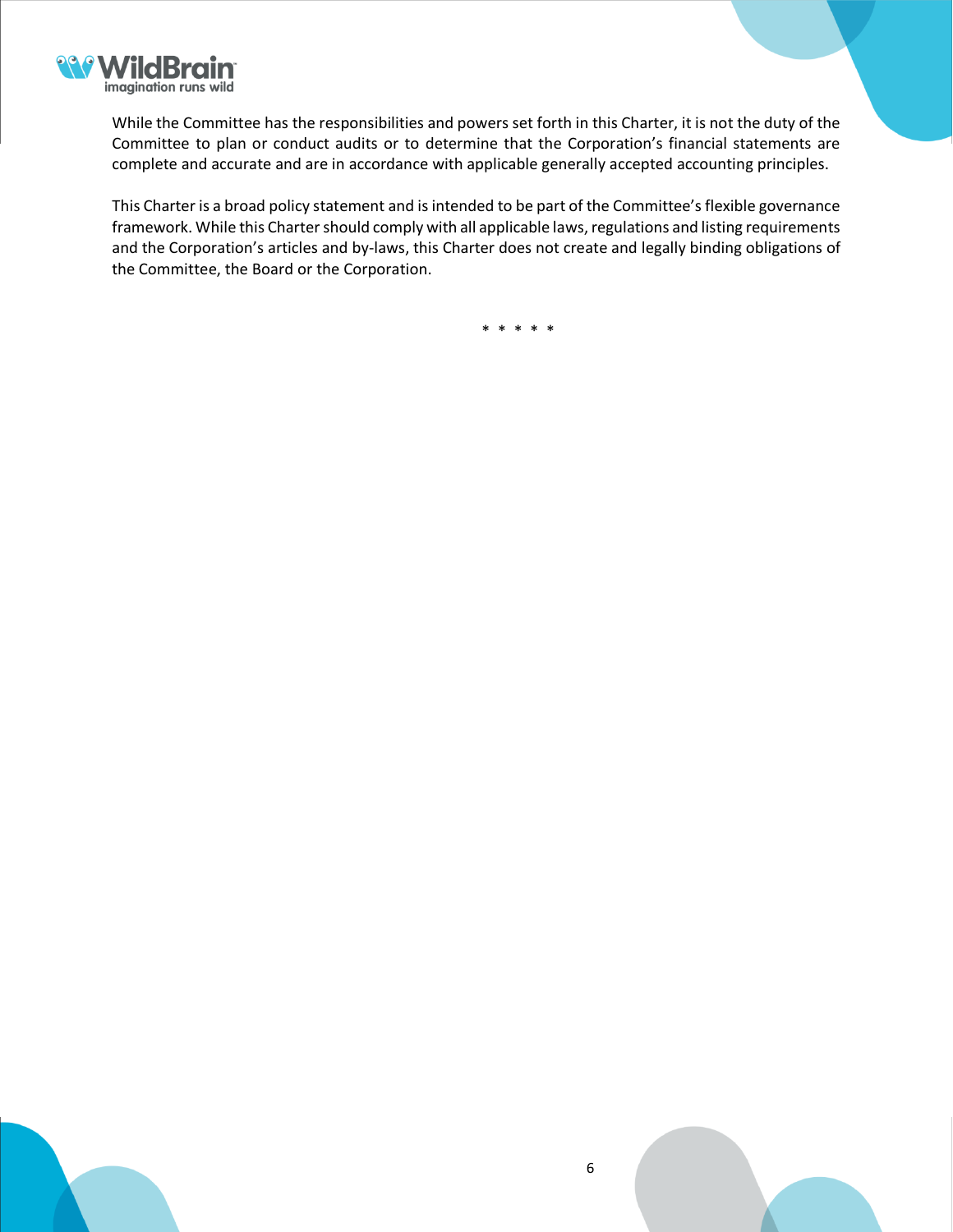While the Committee has the responsibilities and powers set forth in this Charter, it is not the duty of the Committee to plan or conduct audits or to determine that the Corporation's financial statements are complete and accurate and are in accordance with applicable generally accepted accounting principles.

This Charter is a broad policy statement and is intended to be part of the Committee's flexible governance framework. While this Charter should comply with all applicable laws, regulations and listing requirements and the Corporation's articles and by-laws, this Charter does not create and legally binding obligations of the Committee, the Board or the Corporation.

* * * * *